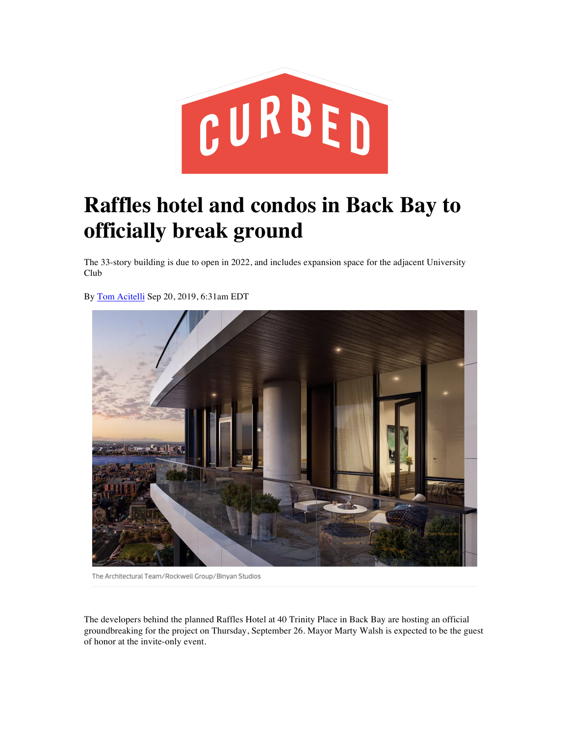# Raffles hotel and condos in Back Bay to officially break ground

The 33-story building is due to open in 2022, and includes expansion space for the adjacent University Club

By Tom Acitelli Sep 20, 2019, 6:31am EDT

The Architectural Team/Rockwell Group/Binyan Studios

The developers behind the planned Raffles Hotel at 40 Trinity Place in Back Bay are hosting an official groundbreaking for the project on Thursday, September 26. Mayor Marty Walsh is expected to be the guest of honor at the invite-only event.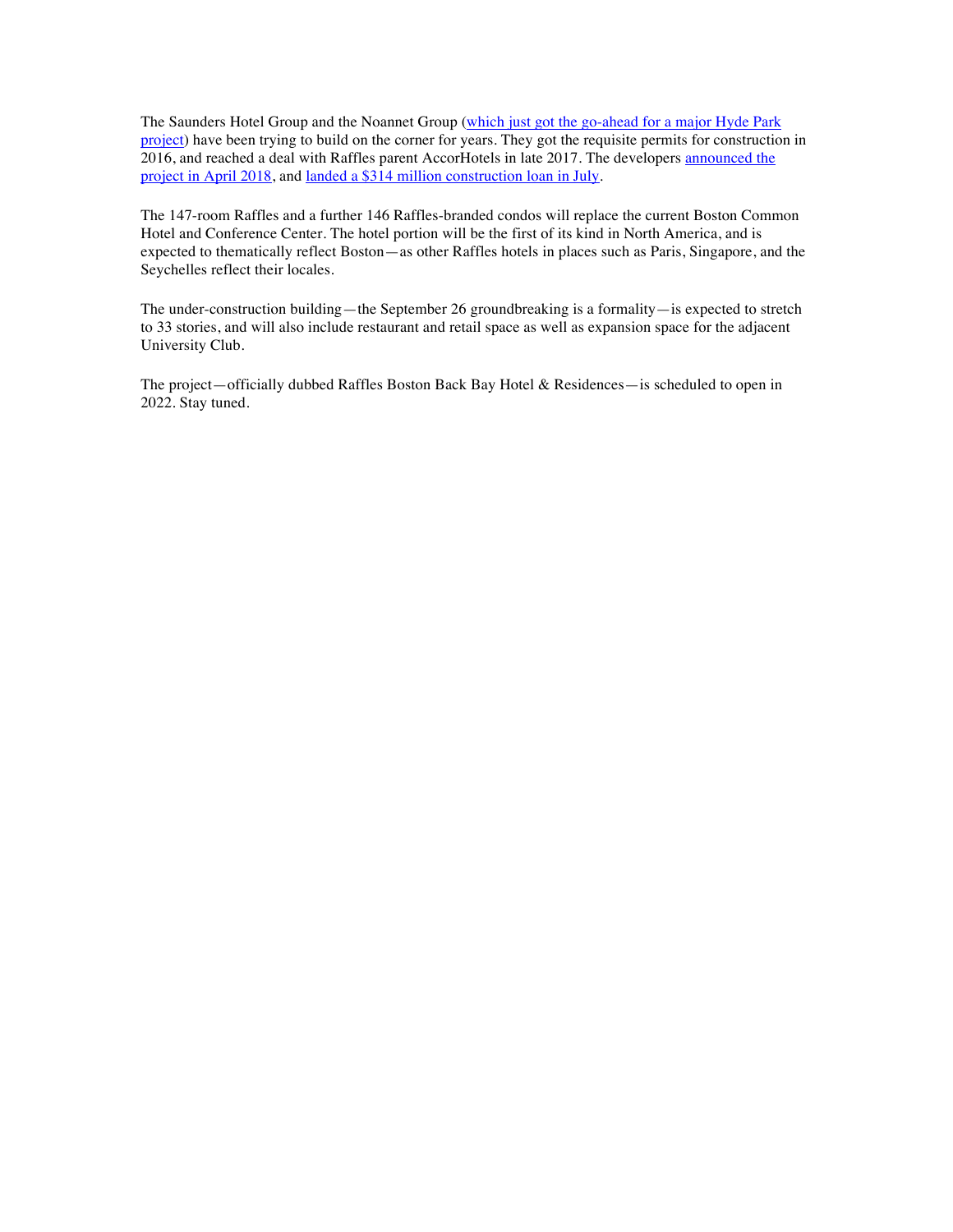The Saunders Hotel Group and the Noannet Group (which just got the go-ahead for a major Hyde Park project) have been trying to build on the corner for years. They got the requisite permits for construction in 2016, and reached a deal with Raffles parent AccorHotels in late 2017. The developers announced the project in April 2018, and landed a $314 million construction loan in July.

The 147-room Raffles and a further 146 Raffles-branded condos will replace the current Boston Common Hotel and Conference Center. The hotel portion will be the first of its kind in North America, and is expected to thematically reflect Boston—as other Raffles hotels in places such as Paris, Singapore, and the Seychelles reflect their locales.

The under-construction building—the September 26 groundbreaking is a formality—is expected to stretch to 33 stories, and will also include restaurant and retail space as well as expansion space for the adjacent University Club.

The project—officially dubbed Raffles Boston Back Bay Hotel & Residences—is scheduled to open in 2022. Stay tuned.